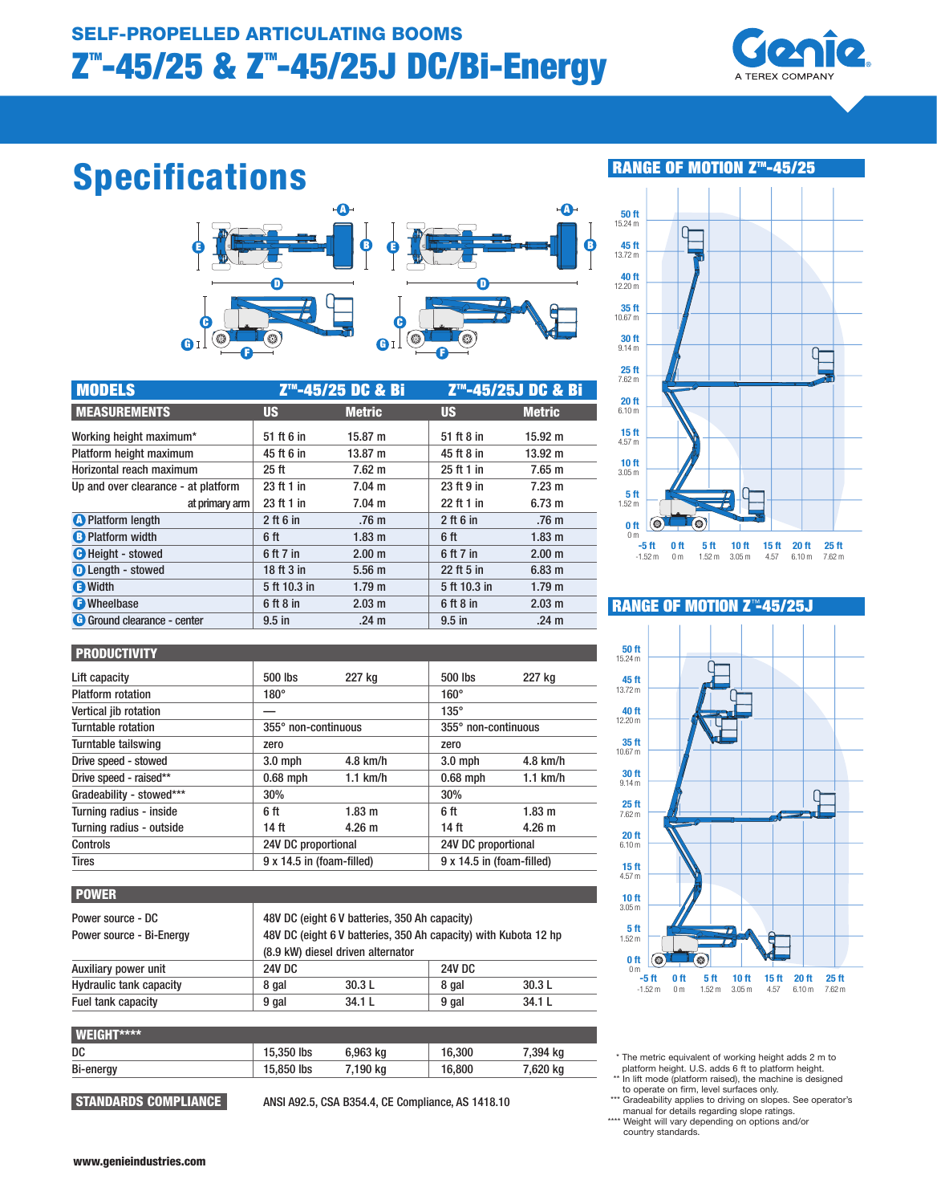# SELF-PROPELLED ARTICULATING BOOMS

# Z™-45/25 & Z™-45/25J DC/Bi-Energy

Genie — A TEREX COMPANY

## Specifications

| MODELS | Z™-45/25 DC & Bi | | Z™-45/25J DC & Bi | |
|---|---|---|---|---|
| **MEASUREMENTS** | **US** | **Metric** | **US** | **Metric** |
| Working height maximum* | 51 ft 6 in | 15.87 m | 51 ft 8 in | 15.92 m |
| Platform height maximum | 45 ft 6 in | 13.87 m | 45 ft 8 in | 13.92 m |
| Horizontal reach maximum | 25 ft | 7.62 m | 25 ft 1 in | 7.65 m |
| Up and over clearance - at platform | 23 ft 1 in | 7.04 m | 23 ft 9 in | 7.23 m |
| at primary arm | 23 ft 1 in | 7.04 m | 22 ft 1 in | 6.73 m |
| A Platform length | 2 ft 6 in | .76 m | 2 ft 6 in | .76 m |
| B Platform width | 6 ft | 1.83 m | 6 ft | 1.83 m |
| C Height - stowed | 6 ft 7 in | 2.00 m | 6 ft 7 in | 2.00 m |
| D Length - stowed | 18 ft 3 in | 5.56 m | 22 ft 5 in | 6.83 m |
| E Width | 5 ft 10.3 in | 1.79 m | 5 ft 10.3 in | 1.79 m |
| F Wheelbase | 6 ft 8 in | 2.03 m | 6 ft 8 in | 2.03 m |
| G Ground clearance - center | 9.5 in | .24 m | 9.5 in | .24 m |

| PRODUCTIVITY | | | | |
|---|---|---|---|---|
| Lift capacity | 500 lbs | 227 kg | 500 lbs | 227 kg |
| Platform rotation | 180° | | 160° | |
| Vertical jib rotation | — | | 135° | |
| Turntable rotation | 355° non-continuous | | 355° non-continuous | |
| Turntable tailswing | zero | | zero | |
| Drive speed - stowed | 3.0 mph | 4.8 km/h | 3.0 mph | 4.8 km/h |
| Drive speed - raised** | 0.68 mph | 1.1 km/h | 0.68 mph | 1.1 km/h |
| Gradeability - stowed*** | 30% | | 30% | |
| Turning radius - inside | 6 ft | 1.83 m | 6 ft | 1.83 m |
| Turning radius - outside | 14 ft | 4.26 m | 14 ft | 4.26 m |
| Controls | 24V DC proportional | | 24V DC proportional | |
| Tires | 9 x 14.5 in (foam-filled) | | 9 x 14.5 in (foam-filled) | |

| POWER | | | | |
|---|---|---|---|---|
| Power source - DC | 48V DC (eight 6 V batteries, 350 Ah capacity) | | | |
| Power source - Bi-Energy | 48V DC (eight 6 V batteries, 350 Ah capacity) with Kubota 12 hp (8.9 kW) diesel driven alternator | | | |
| Auxiliary power unit | 24V DC | | 24V DC | |
| Hydraulic tank capacity | 8 gal | 30.3 L | 8 gal | 30.3 L |
| Fuel tank capacity | 9 gal | 34.1 L | 9 gal | 34.1 L |

| WEIGHT**** | | | | |
|---|---|---|---|---|
| DC | 15,350 lbs | 6,963 kg | 16,300 | 7,394 kg |
| Bi-energy | 15,850 lbs | 7,190 kg | 16,800 | 7,620 kg |

**STANDARDS COMPLIANCE** ANSI A92.5, CSA B354.4, CE Compliance, AS 1418.10

## RANGE OF MOTION Z™-45/25

## RANGE OF MOTION Z™-45/25J

\* The metric equivalent of working height adds 2 m to platform height. U.S. adds 6 ft to platform height.

** In lift mode (platform raised), the machine is designed to operate on firm, level surfaces only.

*** Gradeability applies to driving on slopes. See operator's manual for details regarding slope ratings.

**** Weight will vary depending on options and/or country standards.

www.genieindustries.com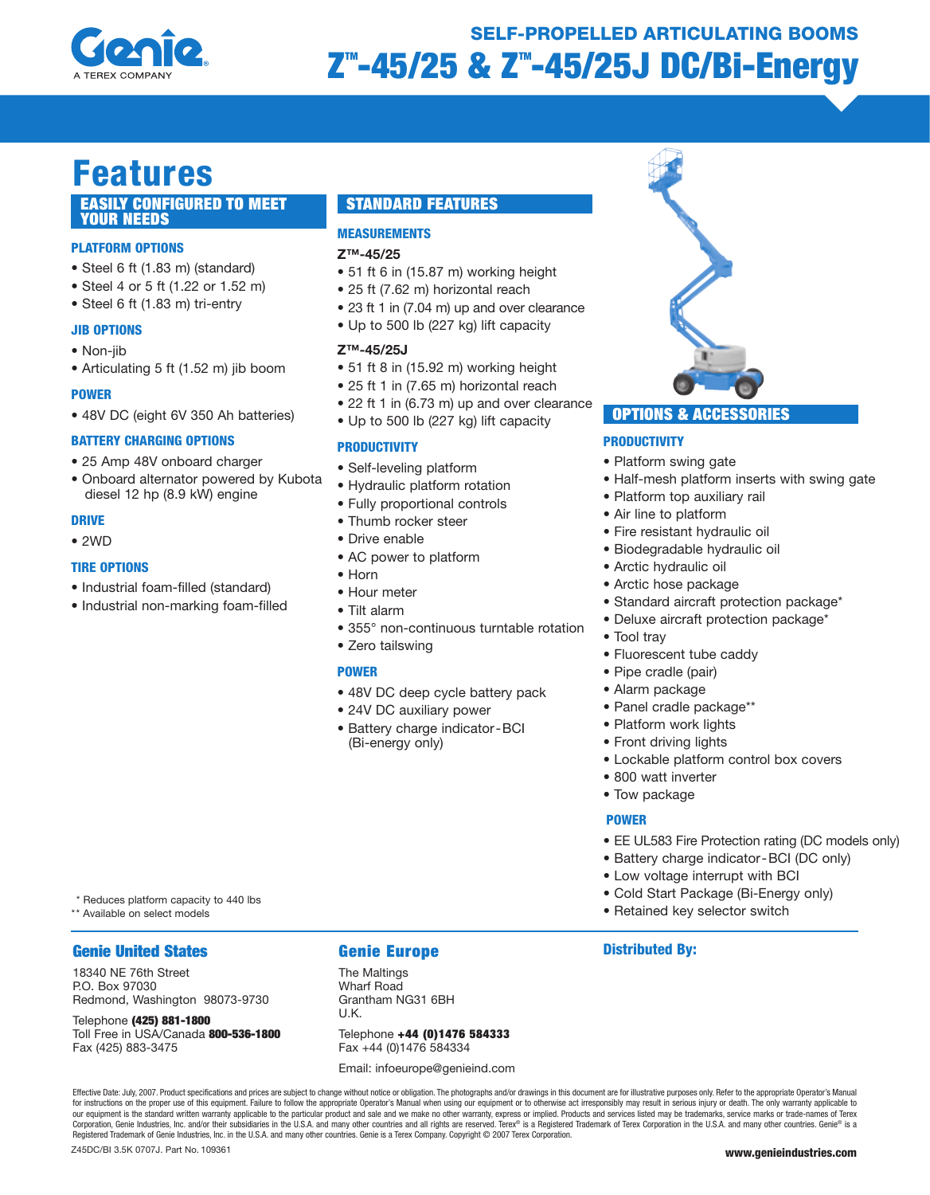# SELF-PROPELLED ARTICULATING BOOMS

# Z™-45/25 & Z™-45/25J DC/Bi-Energy

# Features

## EASILY CONFIGURED TO MEET YOUR NEEDS

### PLATFORM OPTIONS

- Steel 6 ft (1.83 m) (standard)
- Steel 4 or 5 ft (1.22 or 1.52 m)
- Steel 6 ft (1.83 m) tri-entry

### JIB OPTIONS

- Non-jib
- Articulating 5 ft (1.52 m) jib boom

### POWER

- 48V DC (eight 6V 350 Ah batteries)

### BATTERY CHARGING OPTIONS

- 25 Amp 48V onboard charger
- Onboard alternator powered by Kubota diesel 12 hp (8.9 kW) engine

### DRIVE

- 2WD

### TIRE OPTIONS

- Industrial foam-filled (standard)
- Industrial non-marking foam-filled

## STANDARD FEATURES

### MEASUREMENTS

**Z™-45/25**

- 51 ft 6 in (15.87 m) working height
- 25 ft (7.62 m) horizontal reach
- 23 ft 1 in (7.04 m) up and over clearance
- Up to 500 lb (227 kg) lift capacity

**Z™-45/25J**

- 51 ft 8 in (15.92 m) working height
- 25 ft 1 in (7.65 m) horizontal reach
- 22 ft 1 in (6.73 m) up and over clearance
- Up to 500 lb (227 kg) lift capacity

### PRODUCTIVITY

- Self-leveling platform
- Hydraulic platform rotation
- Fully proportional controls
- Thumb rocker steer
- Drive enable
- AC power to platform
- Horn
- Hour meter
- Tilt alarm
- 355° non-continuous turntable rotation
- Zero tailswing

### POWER

- 48V DC deep cycle battery pack
- 24V DC auxiliary power
- Battery charge indicator-BCI (Bi-energy only)

## OPTIONS & ACCESSORIES

### PRODUCTIVITY

- Platform swing gate
- Half-mesh platform inserts with swing gate
- Platform top auxiliary rail
- Air line to platform
- Fire resistant hydraulic oil
- Biodegradable hydraulic oil
- Arctic hydraulic oil
- Arctic hose package
- Standard aircraft protection package*
- Deluxe aircraft protection package*
- Tool tray
- Fluorescent tube caddy
- Pipe cradle (pair)
- Alarm package
- Panel cradle package**
- Platform work lights
- Front driving lights
- Lockable platform control box covers
- 800 watt inverter
- Tow package

### POWER

- EE UL583 Fire Protection rating (DC models only)
- Battery charge indicator-BCI (DC only)
- Low voltage interrupt with BCI
- Cold Start Package (Bi-Energy only)
- Retained key selector switch

\* Reduces platform capacity to 440 lbs
\** Available on select models

### Genie United States

18340 NE 76th Street
P.O. Box 97030
Redmond, Washington 98073-9730

Telephone **(425) 881-1800**
Toll Free in USA/Canada **800-536-1800**
Fax (425) 883-3475

### Genie Europe

The Maltings
Wharf Road
Grantham NG31 6BH
U.K.

Telephone **+44 (0)1476 584333**
Fax +44 (0)1476 584334

Email: infoeurope@genieind.com

### Distributed By:

Effective Date: July, 2007. Product specifications and prices are subject to change without notice or obligation. The photographs and/or drawings in this document are for illustrative purposes only. Refer to the appropriate Operator's Manual for instructions on the proper use of this equipment. Failure to follow the appropriate Operator's Manual when using our equipment or to otherwise act irresponsibly may result in serious injury or death. The only warranty applicable to our equipment is the standard written warranty applicable to the particular product and sale and we make no other warranty, express or implied. Products and services listed may be trademarks, service marks or trade-names of Terex Corporation, Genie Industries, Inc. and/or their subsidiaries in the U.S.A. and many other countries and all rights are reserved. Terex® is a Registered Trademark of Terex Corporation in the U.S.A. and many other countries. Genie® is a Registered Trademark of Genie Industries, Inc. in the U.S.A. and many other countries. Genie is a Terex Company. Copyright © 2007 Terex Corporation.

Z45DC/BI 3.5K 0707J. Part No. 109361

**www.genieindustries.com**